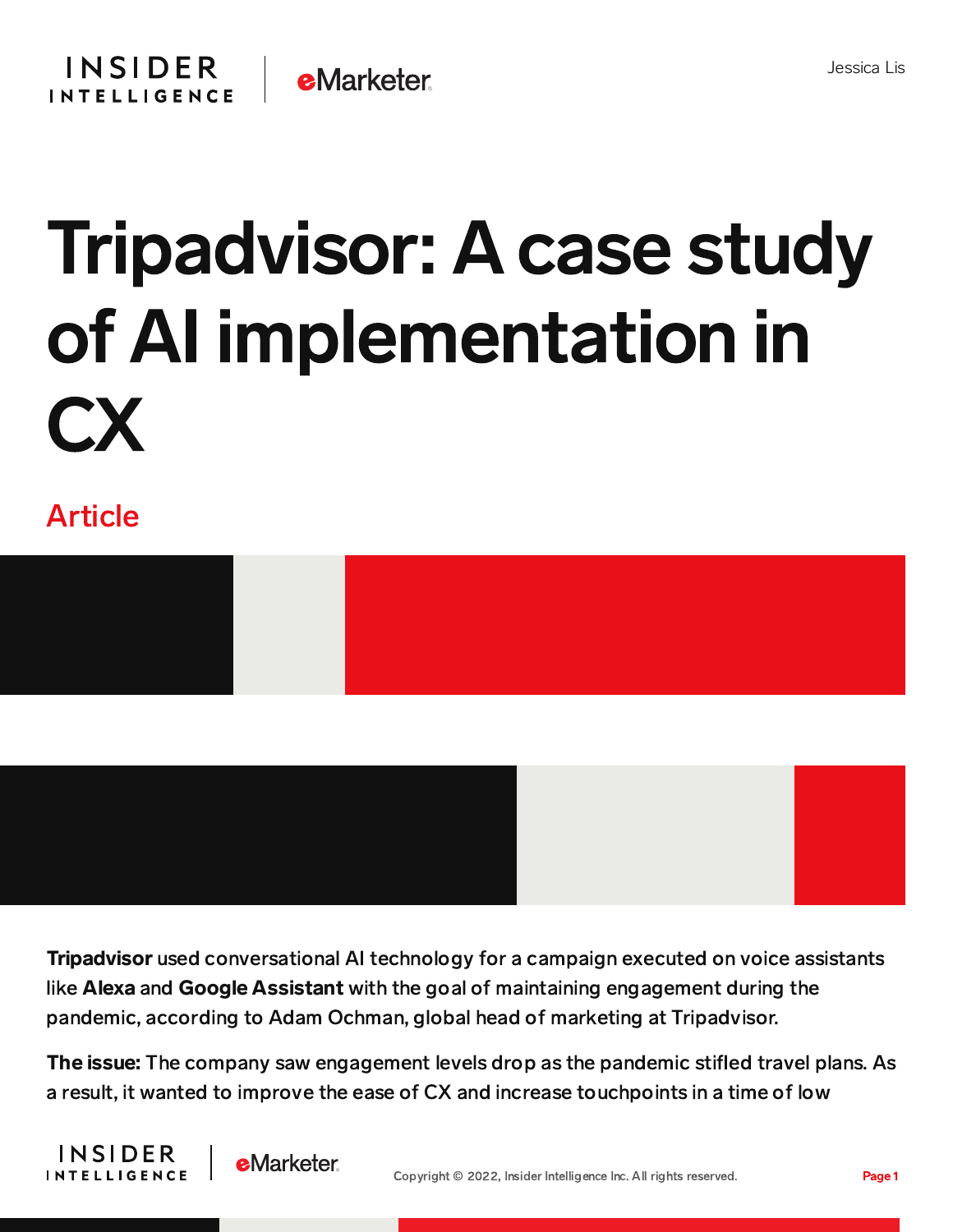Jessica Lis

# Tripadvisor: A case study of AI implementation in CX

Article

**Tripadvisor** used conversational AI technology for a campaign executed on voice assistants like **Alexa** and **Google Assistant** with the goal of maintaining engagement during the pandemic, according to Adam Ochman, global head of marketing at Tripadvisor.

**The issue:** The company saw engagement levels drop as the pandemic stifled travel plans. As a result, it wanted to improve the ease of CX and increase touchpoints in a time of low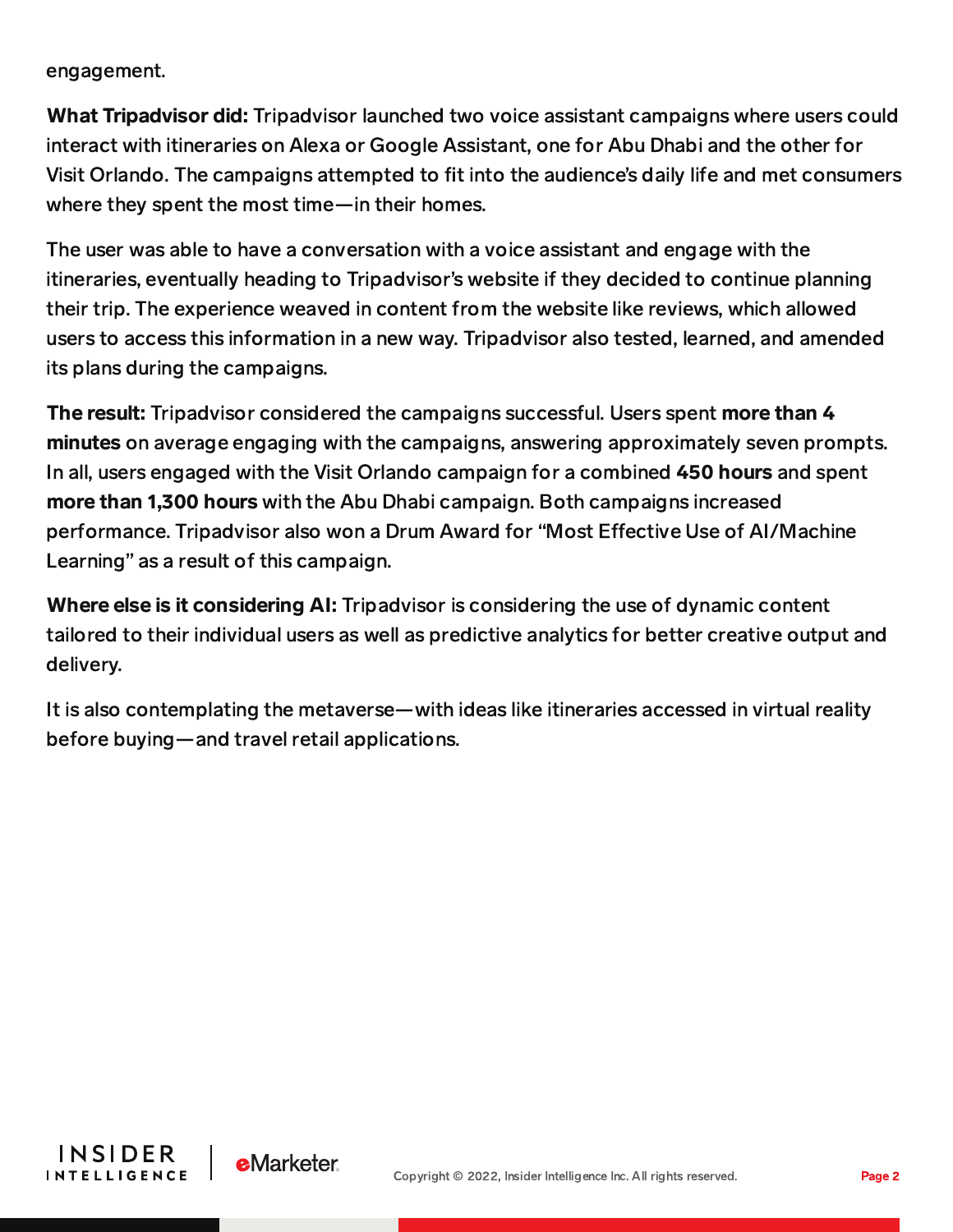engagement.

**What Tripadvisor did:** Tripadvisor launched two voice assistant campaigns where users could interact with itineraries on Alexa or Google Assistant, one for Abu Dhabi and the other for Visit Orlando. The campaigns attempted to fit into the audience's daily life and met consumers where they spent the most time—in their homes.

The user was able to have a conversation with a voice assistant and engage with the itineraries, eventually heading to Tripadvisor's website if they decided to continue planning their trip. The experience weaved in content from the website like reviews, which allowed users to access this information in a new way. Tripadvisor also tested, learned, and amended its plans during the campaigns.

**The result:** Tripadvisor considered the campaigns successful. Users spent **more than 4 minutes** on average engaging with the campaigns, answering approximately seven prompts. In all, users engaged with the Visit Orlando campaign for a combined **450 hours** and spent **more than 1,300 hours** with the Abu Dhabi campaign. Both campaigns increased performance. Tripadvisor also won a Drum Award for "Most Effective Use of AI/Machine Learning" as a result of this campaign.

**Where else is it considering AI:** Tripadvisor is considering the use of dynamic content tailored to their individual users as well as predictive analytics for better creative output and delivery.

It is also contemplating the metaverse—with ideas like itineraries accessed in virtual reality before buying—and travel retail applications.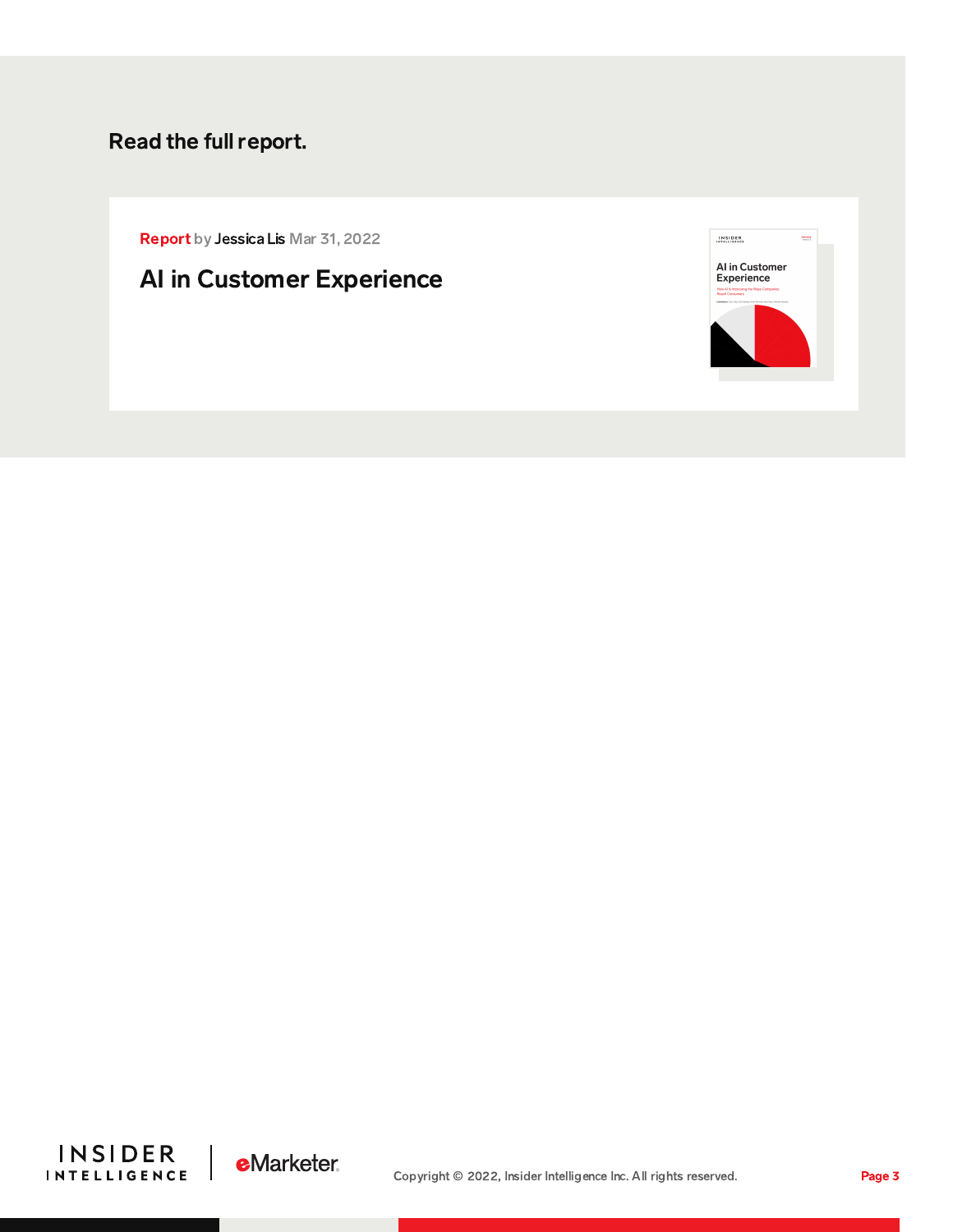## Read the full report.

**Report** by Jessica Lis Mar 31, 2022

### AI in Customer Experience